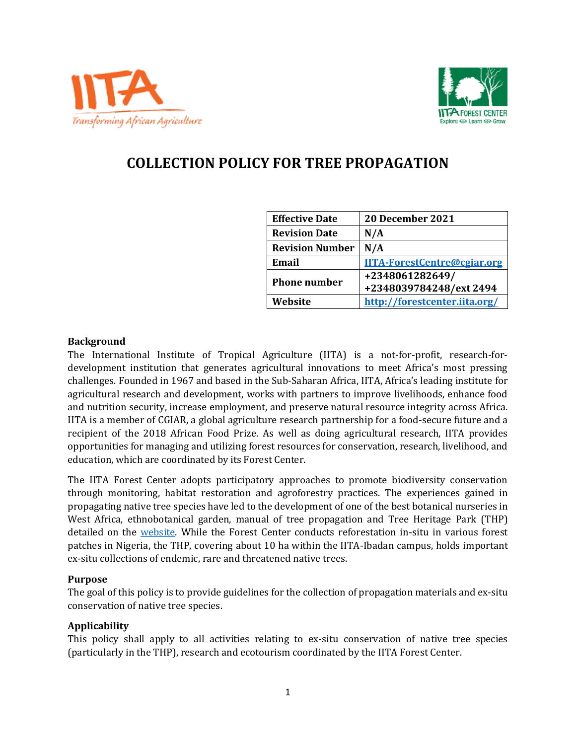# COLLECTION POLICY FOR TREE PROPAGATION

| Effective Date | 20 December 2021 |
|---|---|
| Revision Date | N/A |
| Revision Number | N/A |
| Email | IITA-ForestCentre@cgiar.org |
| Phone number | +2348061282649/ +2348039784248/ext 2494 |
| Website | http://forestcenter.iita.org/ |

## Background

The International Institute of Tropical Agriculture (IITA) is a not-for-profit, research-for-development institution that generates agricultural innovations to meet Africa's most pressing challenges. Founded in 1967 and based in the Sub-Saharan Africa, IITA, Africa's leading institute for agricultural research and development, works with partners to improve livelihoods, enhance food and nutrition security, increase employment, and preserve natural resource integrity across Africa. IITA is a member of CGIAR, a global agriculture research partnership for a food-secure future and a recipient of the 2018 African Food Prize. As well as doing agricultural research, IITA provides opportunities for managing and utilizing forest resources for conservation, research, livelihood, and education, which are coordinated by its Forest Center.

The IITA Forest Center adopts participatory approaches to promote biodiversity conservation through monitoring, habitat restoration and agroforestry practices. The experiences gained in propagating native tree species have led to the development of one of the best botanical nurseries in West Africa, ethnobotanical garden, manual of tree propagation and Tree Heritage Park (THP) detailed on the website. While the Forest Center conducts reforestation in-situ in various forest patches in Nigeria, the THP, covering about 10 ha within the IITA-Ibadan campus, holds important ex-situ collections of endemic, rare and threatened native trees.

## Purpose

The goal of this policy is to provide guidelines for the collection of propagation materials and ex-situ conservation of native tree species.

## Applicability

This policy shall apply to all activities relating to ex-situ conservation of native tree species (particularly in the THP), research and ecotourism coordinated by the IITA Forest Center.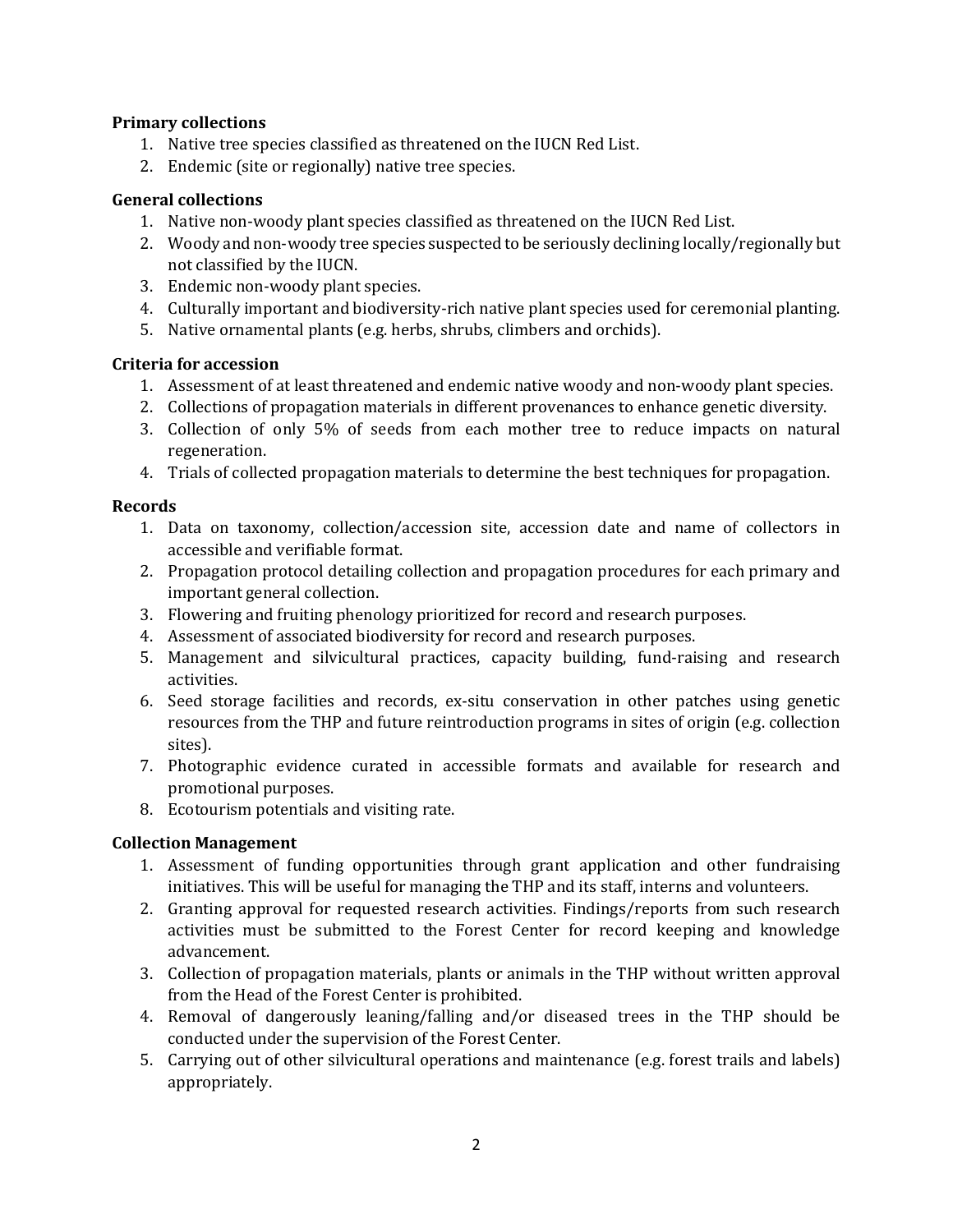**Primary collections**

1. Native tree species classified as threatened on the IUCN Red List.
2. Endemic (site or regionally) native tree species.

**General collections**

1. Native non-woody plant species classified as threatened on the IUCN Red List.
2. Woody and non-woody tree species suspected to be seriously declining locally/regionally but not classified by the IUCN.
3. Endemic non-woody plant species.
4. Culturally important and biodiversity-rich native plant species used for ceremonial planting.
5. Native ornamental plants (e.g. herbs, shrubs, climbers and orchids).

**Criteria for accession**

1. Assessment of at least threatened and endemic native woody and non-woody plant species.
2. Collections of propagation materials in different provenances to enhance genetic diversity.
3. Collection of only 5% of seeds from each mother tree to reduce impacts on natural regeneration.
4. Trials of collected propagation materials to determine the best techniques for propagation.

**Records**

1. Data on taxonomy, collection/accession site, accession date and name of collectors in accessible and verifiable format.
2. Propagation protocol detailing collection and propagation procedures for each primary and important general collection.
3. Flowering and fruiting phenology prioritized for record and research purposes.
4. Assessment of associated biodiversity for record and research purposes.
5. Management and silvicultural practices, capacity building, fund-raising and research activities.
6. Seed storage facilities and records, ex-situ conservation in other patches using genetic resources from the THP and future reintroduction programs in sites of origin (e.g. collection sites).
7. Photographic evidence curated in accessible formats and available for research and promotional purposes.
8. Ecotourism potentials and visiting rate.

**Collection Management**

1. Assessment of funding opportunities through grant application and other fundraising initiatives. This will be useful for managing the THP and its staff, interns and volunteers.
2. Granting approval for requested research activities. Findings/reports from such research activities must be submitted to the Forest Center for record keeping and knowledge advancement.
3. Collection of propagation materials, plants or animals in the THP without written approval from the Head of the Forest Center is prohibited.
4. Removal of dangerously leaning/falling and/or diseased trees in the THP should be conducted under the supervision of the Forest Center.
5. Carrying out of other silvicultural operations and maintenance (e.g. forest trails and labels) appropriately.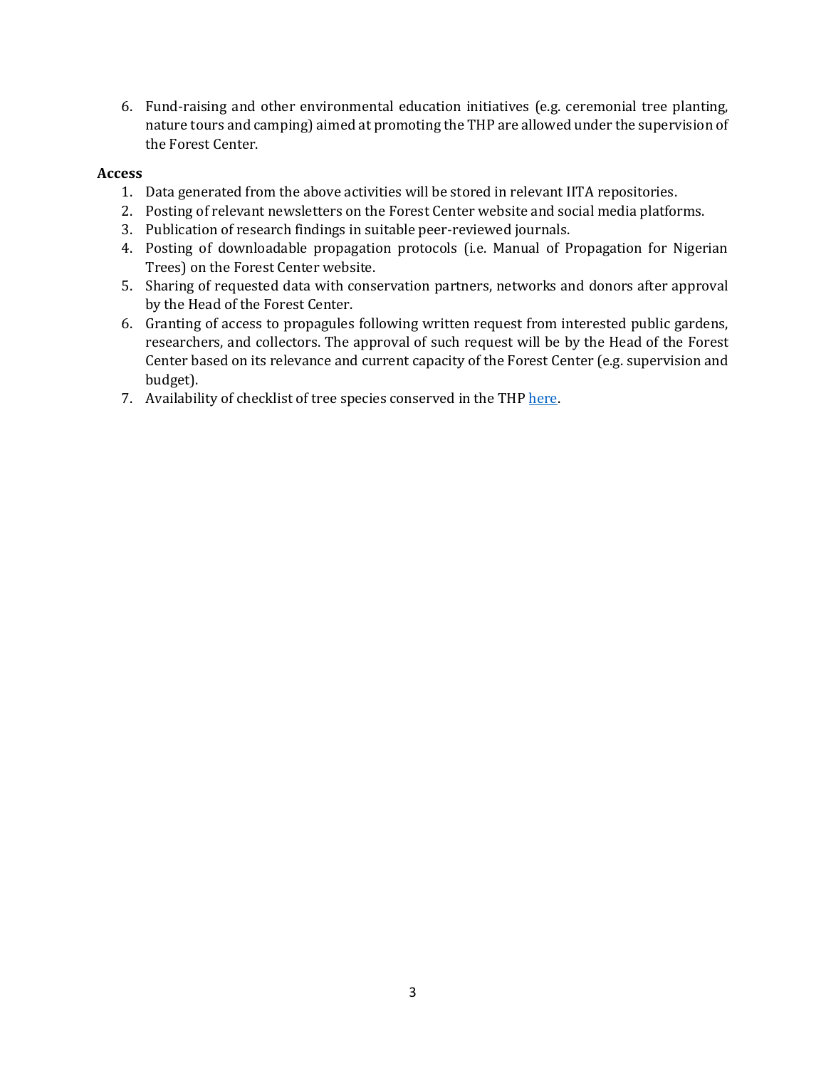6. Fund-raising and other environmental education initiatives (e.g. ceremonial tree planting, nature tours and camping) aimed at promoting the THP are allowed under the supervision of the Forest Center.

**Access**

1. Data generated from the above activities will be stored in relevant IITA repositories.
2. Posting of relevant newsletters on the Forest Center website and social media platforms.
3. Publication of research findings in suitable peer-reviewed journals.
4. Posting of downloadable propagation protocols (i.e. Manual of Propagation for Nigerian Trees) on the Forest Center website.
5. Sharing of requested data with conservation partners, networks and donors after approval by the Head of the Forest Center.
6. Granting of access to propagules following written request from interested public gardens, researchers, and collectors. The approval of such request will be by the Head of the Forest Center based on its relevance and current capacity of the Forest Center (e.g. supervision and budget).
7. Availability of checklist of tree species conserved in the THP here.